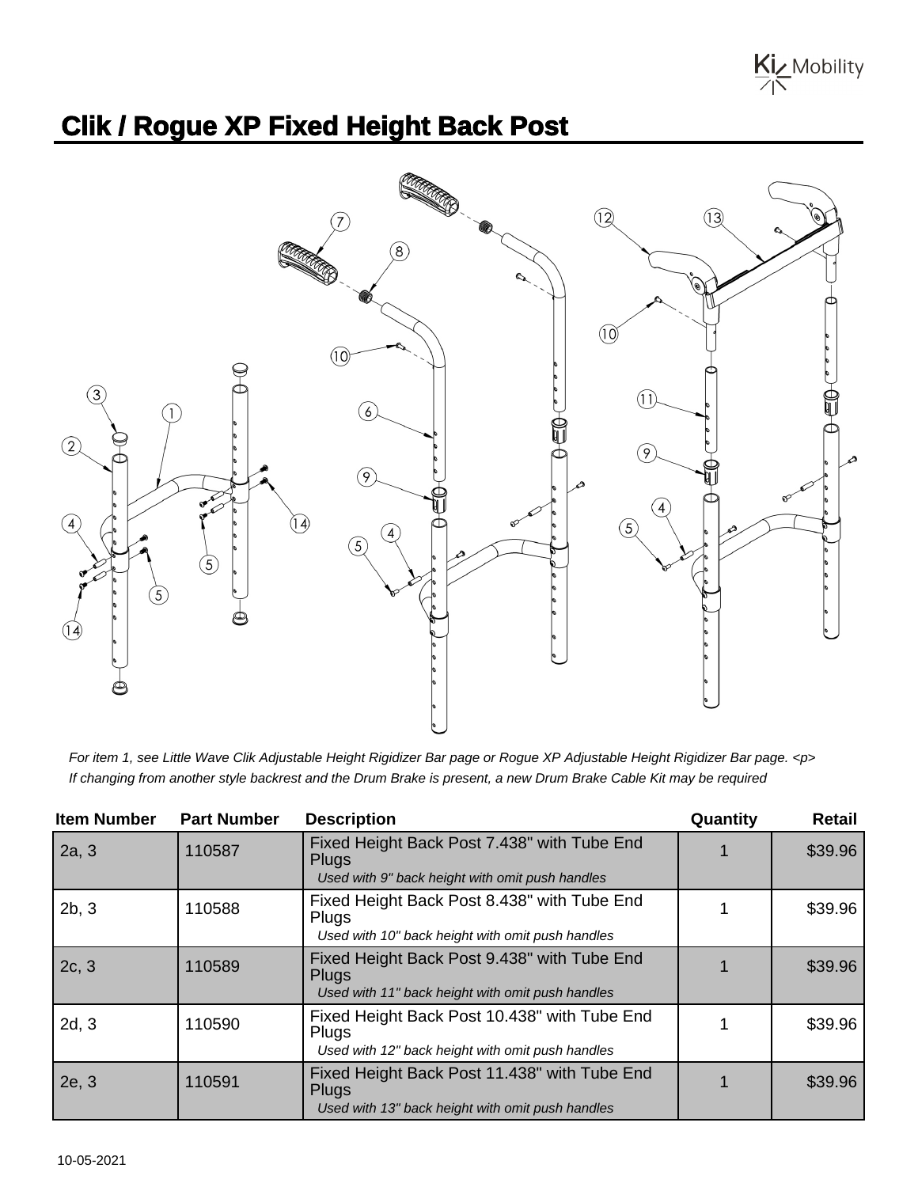# Clik / Rogue XP Fixed Height Back Post

*For item 1, see Little Wave Clik Adjustable Height Rigidizer Bar page or Rogue XP Adjustable Height Rigidizer Bar page. <p>*
*If changing from another style backrest and the Drum Brake is present, a new Drum Brake Cable Kit may be required*

| Item Number | Part Number | Description | Quantity | Retail |
|---|---|---|---|---|
| 2a, 3 | 110587 | Fixed Height Back Post 7.438" with Tube End Plugs<br>*Used with 9" back height with omit push handles* | 1 | $39.96 |
| 2b, 3 | 110588 | Fixed Height Back Post 8.438" with Tube End Plugs<br>*Used with 10" back height with omit push handles* | 1 | $39.96 |
| 2c, 3 | 110589 | Fixed Height Back Post 9.438" with Tube End Plugs<br>*Used with 11" back height with omit push handles* | 1 | $39.96 |
| 2d, 3 | 110590 | Fixed Height Back Post 10.438" with Tube End Plugs<br>*Used with 12" back height with omit push handles* | 1 | $39.96 |
| 2e, 3 | 110591 | Fixed Height Back Post 11.438" with Tube End Plugs<br>*Used with 13" back height with omit push handles* | 1 | $39.96 |

10-05-2021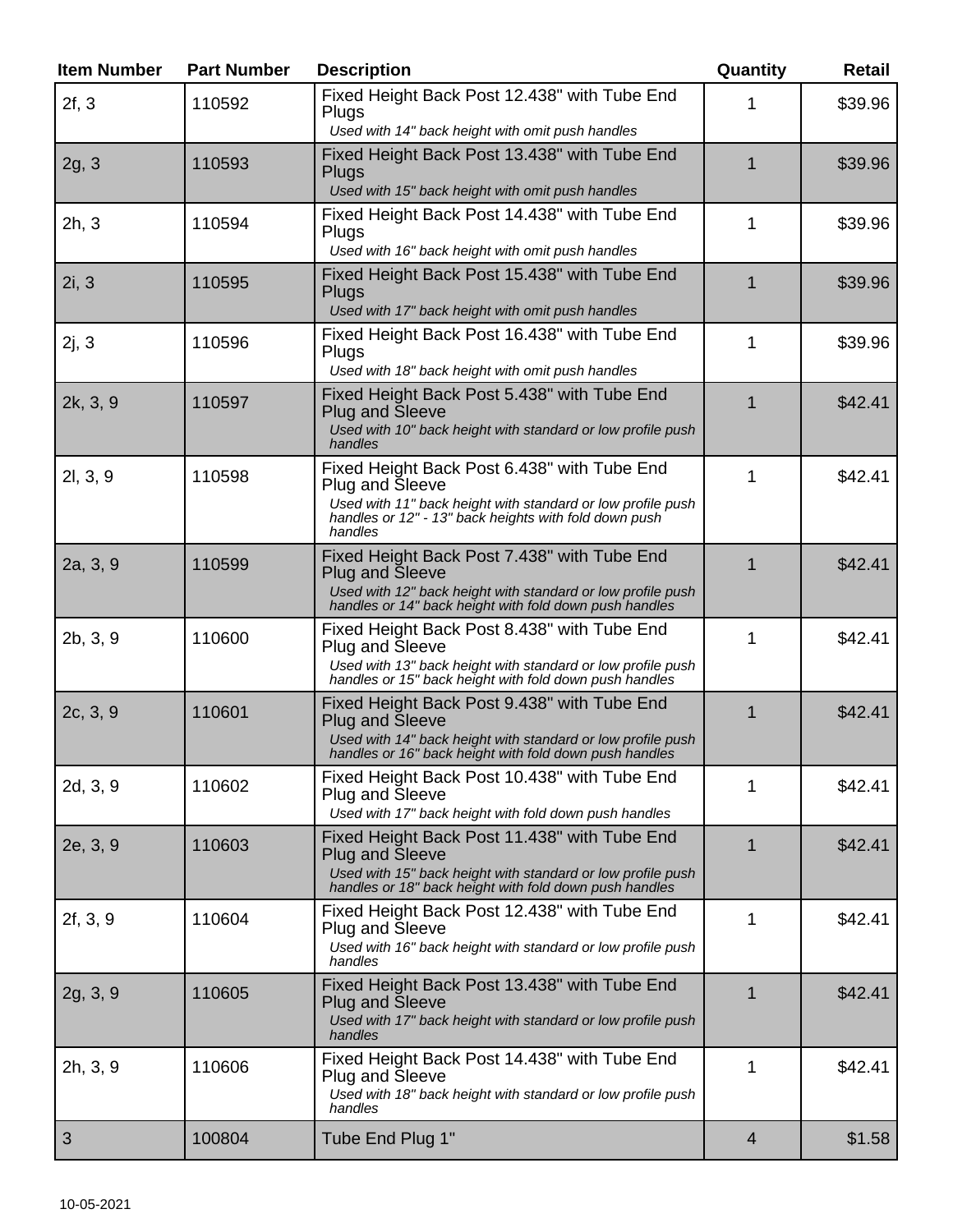| Item Number | Part Number | Description | Quantity | Retail |
|---|---|---|---|---|
| 2f, 3 | 110592 | Fixed Height Back Post 12.438" with Tube End Plugs *Used with 14" back height with omit push handles* | 1 | $39.96 |
| 2g, 3 | 110593 | Fixed Height Back Post 13.438" with Tube End Plugs *Used with 15" back height with omit push handles* | 1 | $39.96 |
| 2h, 3 | 110594 | Fixed Height Back Post 14.438" with Tube End Plugs *Used with 16" back height with omit push handles* | 1 | $39.96 |
| 2i, 3 | 110595 | Fixed Height Back Post 15.438" with Tube End Plugs *Used with 17" back height with omit push handles* | 1 | $39.96 |
| 2j, 3 | 110596 | Fixed Height Back Post 16.438" with Tube End Plugs *Used with 18" back height with omit push handles* | 1 | $39.96 |
| 2k, 3, 9 | 110597 | Fixed Height Back Post 5.438" with Tube End Plug and Sleeve *Used with 10" back height with standard or low profile push handles* | 1 | $42.41 |
| 2l, 3, 9 | 110598 | Fixed Height Back Post 6.438" with Tube End Plug and Sleeve *Used with 11" back height with standard or low profile push handles or 12" - 13" back heights with fold down push handles* | 1 | $42.41 |
| 2a, 3, 9 | 110599 | Fixed Height Back Post 7.438" with Tube End Plug and Sleeve *Used with 12" back height with standard or low profile push handles or 14" back height with fold down push handles* | 1 | $42.41 |
| 2b, 3, 9 | 110600 | Fixed Height Back Post 8.438" with Tube End Plug and Sleeve *Used with 13" back height with standard or low profile push handles or 15" back height with fold down push handles* | 1 | $42.41 |
| 2c, 3, 9 | 110601 | Fixed Height Back Post 9.438" with Tube End Plug and Sleeve *Used with 14" back height with standard or low profile push handles or 16" back height with fold down push handles* | 1 | $42.41 |
| 2d, 3, 9 | 110602 | Fixed Height Back Post 10.438" with Tube End Plug and Sleeve *Used with 17" back height with fold down push handles* | 1 | $42.41 |
| 2e, 3, 9 | 110603 | Fixed Height Back Post 11.438" with Tube End Plug and Sleeve *Used with 15" back height with standard or low profile push handles or 18" back height with fold down push handles* | 1 | $42.41 |
| 2f, 3, 9 | 110604 | Fixed Height Back Post 12.438" with Tube End Plug and Sleeve *Used with 16" back height with standard or low profile push handles* | 1 | $42.41 |
| 2g, 3, 9 | 110605 | Fixed Height Back Post 13.438" with Tube End Plug and Sleeve *Used with 17" back height with standard or low profile push handles* | 1 | $42.41 |
| 2h, 3, 9 | 110606 | Fixed Height Back Post 14.438" with Tube End Plug and Sleeve *Used with 18" back height with standard or low profile push handles* | 1 | $42.41 |
| 3 | 100804 | Tube End Plug 1" | 4 | $1.58 |

10-05-2021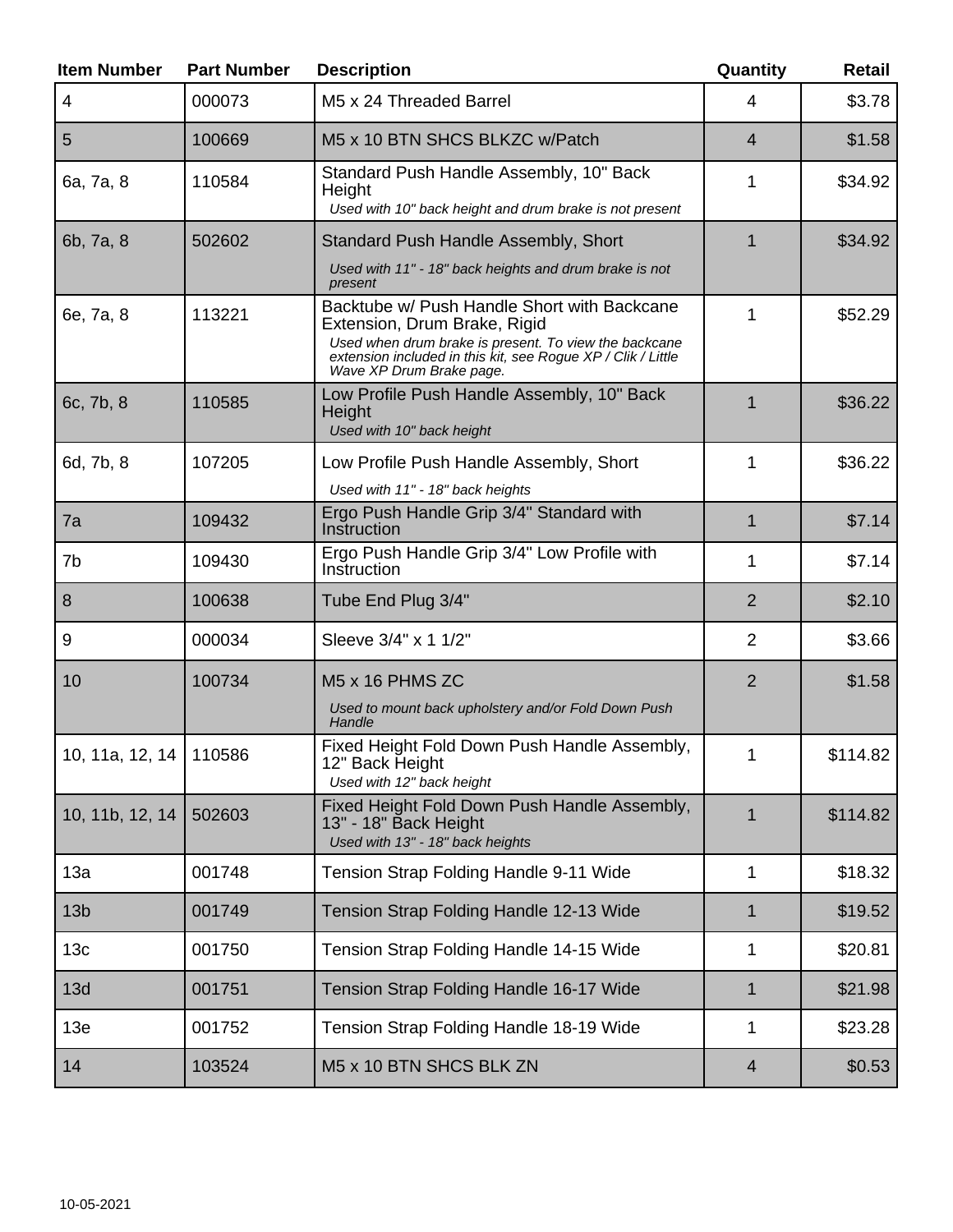| Item Number | Part Number | Description | Quantity | Retail |
|---|---|---|---|---|
| 4 | 000073 | M5 x 24 Threaded Barrel | 4 | $3.78 |
| 5 | 100669 | M5 x 10 BTN SHCS BLKZC w/Patch | 4 | $1.58 |
| 6a, 7a, 8 | 110584 | Standard Push Handle Assembly, 10" Back Height<br>*Used with 10" back height and drum brake is not present* | 1 | $34.92 |
| 6b, 7a, 8 | 502602 | Standard Push Handle Assembly, Short<br>*Used with 11" - 18" back heights and drum brake is not present* | 1 | $34.92 |
| 6e, 7a, 8 | 113221 | Backtube w/ Push Handle Short with Backcane Extension, Drum Brake, Rigid<br>*Used when drum brake is present. To view the backcane extension included in this kit, see Rogue XP / Clik / Little Wave XP Drum Brake page.* | 1 | $52.29 |
| 6c, 7b, 8 | 110585 | Low Profile Push Handle Assembly, 10" Back Height<br>*Used with 10" back height* | 1 | $36.22 |
| 6d, 7b, 8 | 107205 | Low Profile Push Handle Assembly, Short<br>*Used with 11" - 18" back heights* | 1 | $36.22 |
| 7a | 109432 | Ergo Push Handle Grip 3/4" Standard with Instruction | 1 | $7.14 |
| 7b | 109430 | Ergo Push Handle Grip 3/4" Low Profile with Instruction | 1 | $7.14 |
| 8 | 100638 | Tube End Plug 3/4" | 2 | $2.10 |
| 9 | 000034 | Sleeve 3/4" x 1 1/2" | 2 | $3.66 |
| 10 | 100734 | M5 x 16 PHMS ZC<br>*Used to mount back upholstery and/or Fold Down Push Handle* | 2 | $1.58 |
| 10, 11a, 12, 14 | 110586 | Fixed Height Fold Down Push Handle Assembly, 12" Back Height<br>*Used with 12" back height* | 1 | $114.82 |
| 10, 11b, 12, 14 | 502603 | Fixed Height Fold Down Push Handle Assembly, 13" - 18" Back Height<br>*Used with 13" - 18" back heights* | 1 | $114.82 |
| 13a | 001748 | Tension Strap Folding Handle 9-11 Wide | 1 | $18.32 |
| 13b | 001749 | Tension Strap Folding Handle 12-13 Wide | 1 | $19.52 |
| 13c | 001750 | Tension Strap Folding Handle 14-15 Wide | 1 | $20.81 |
| 13d | 001751 | Tension Strap Folding Handle 16-17 Wide | 1 | $21.98 |
| 13e | 001752 | Tension Strap Folding Handle 18-19 Wide | 1 | $23.28 |
| 14 | 103524 | M5 x 10 BTN SHCS BLK ZN | 4 | $0.53 |

10-05-2021